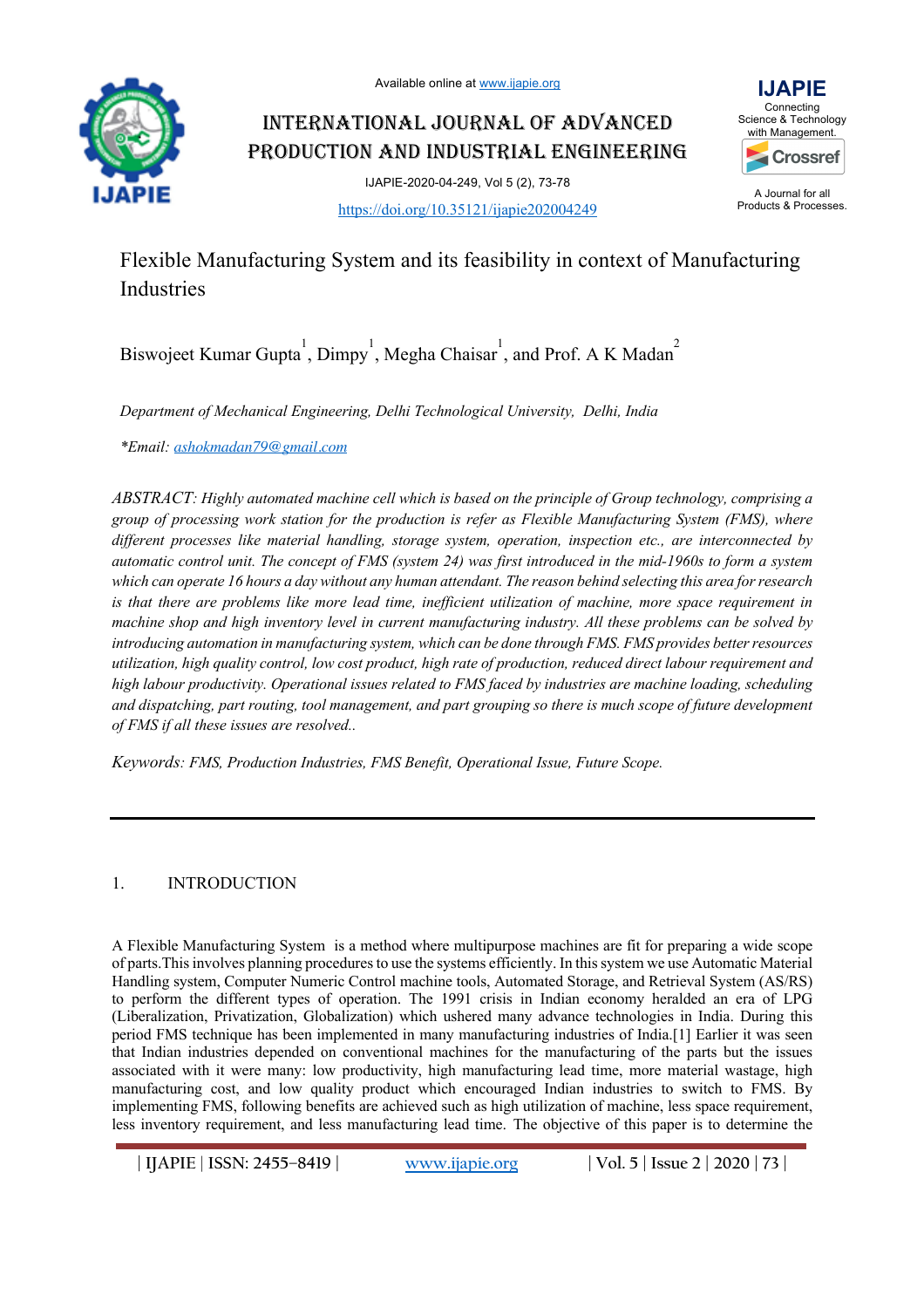Available online at www.ijapie.org

# INTERNATIONAL JOURNAL OF ADVANCED PRODUCTION AND INDUSTRIAL ENGINEERING

IJAPIE-2020-04-249, Vol 5 (2), 73-78

https://doi.org/10.35121/ijapie202004249

IJAPIE
Connecting Science & Technology with Management.

A Journal for all Products & Processes.

## Flexible Manufacturing System and its feasibility in context of Manufacturing Industries

Biswojeet Kumar Gupta[1], Dimpy[1], Megha Chaisar[1], and Prof. A K Madan[2]

*Department of Mechanical Engineering, Delhi Technological University, Delhi, India*

*\*Email: ashokmadan79@gmail.com*

*ABSTRACT: Highly automated machine cell which is based on the principle of Group technology, comprising a group of processing work station for the production is refer as Flexible Manufacturing System (FMS), where different processes like material handling, storage system, operation, inspection etc., are interconnected by automatic control unit. The concept of FMS (system 24) was first introduced in the mid-1960s to form a system which can operate 16 hours a day without any human attendant. The reason behind selecting this area for research is that there are problems like more lead time, inefficient utilization of machine, more space requirement in machine shop and high inventory level in current manufacturing industry. All these problems can be solved by introducing automation in manufacturing system, which can be done through FMS. FMS provides better resources utilization, high quality control, low cost product, high rate of production, reduced direct labour requirement and high labour productivity. Operational issues related to FMS faced by industries are machine loading, scheduling and dispatching, part routing, tool management, and part grouping so there is much scope of future development of FMS if all these issues are resolved..*

*Keywords: FMS, Production Industries, FMS Benefit, Operational Issue, Future Scope.*

## 1. INTRODUCTION

A Flexible Manufacturing System is a method where multipurpose machines are fit for preparing a wide scope of parts.This involves planning procedures to use the systems efficiently. In this system we use Automatic Material Handling system, Computer Numeric Control machine tools, Automated Storage, and Retrieval System (AS/RS) to perform the different types of operation. The 1991 crisis in Indian economy heralded an era of LPG (Liberalization, Privatization, Globalization) which ushered many advance technologies in India. During this period FMS technique has been implemented in many manufacturing industries of India.[1] Earlier it was seen that Indian industries depended on conventional machines for the manufacturing of the parts but the issues associated with it were many: low productivity, high manufacturing lead time, more material wastage, high manufacturing cost, and low quality product which encouraged Indian industries to switch to FMS. By implementing FMS, following benefits are achieved such as high utilization of machine, less space requirement, less inventory requirement, and less manufacturing lead time. The objective of this paper is to determine the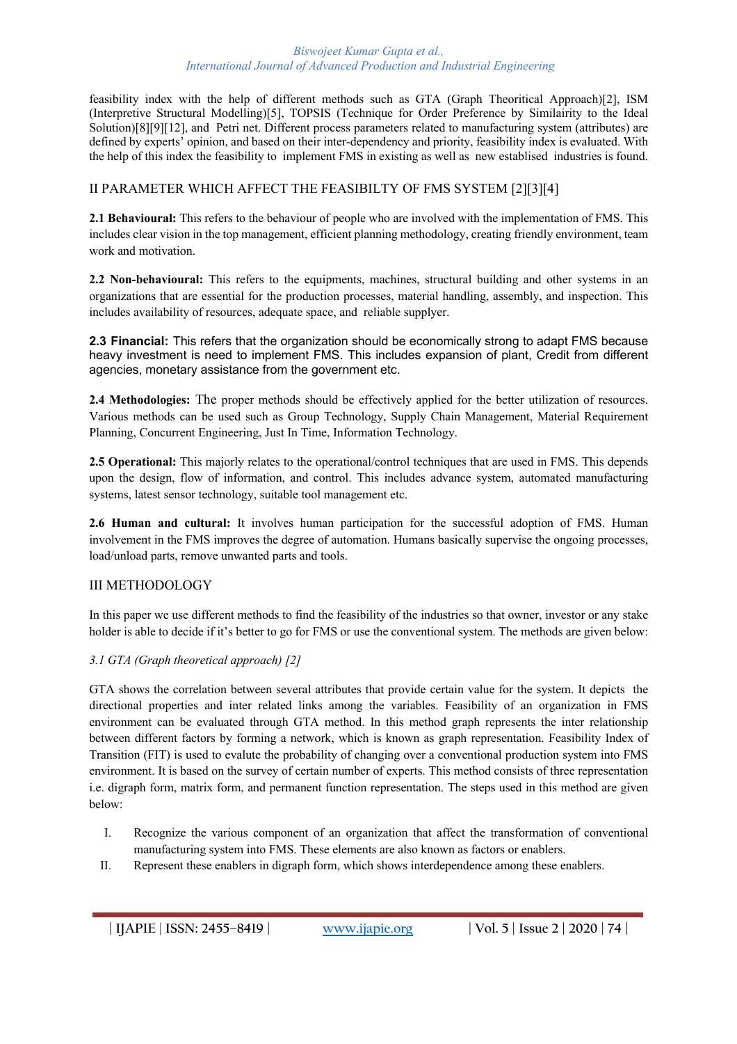feasibility index with the help of different methods such as GTA (Graph Theoritical Approach)[2], ISM (Interpretive Structural Modelling)[5], TOPSIS (Technique for Order Preference by Similairity to the Ideal Solution)[8][9][12], and Petri net. Different process parameters related to manufacturing system (attributes) are defined by experts' opinion, and based on their inter-dependency and priority, feasibility index is evaluated. With the help of this index the feasibility to implement FMS in existing as well as new establised industries is found.

## II PARAMETER WHICH AFFECT THE FEASIBILTY OF FMS SYSTEM [2][3][4]

**2.1 Behavioural:** This refers to the behaviour of people who are involved with the implementation of FMS. This includes clear vision in the top management, efficient planning methodology, creating friendly environment, team work and motivation.

**2.2 Non-behavioural:** This refers to the equipments, machines, structural building and other systems in an organizations that are essential for the production processes, material handling, assembly, and inspection. This includes availability of resources, adequate space, and reliable supplyer.

**2.3 Financial:** This refers that the organization should be economically strong to adapt FMS because heavy investment is need to implement FMS. This includes expansion of plant, Credit from different agencies, monetary assistance from the government etc.

**2.4 Methodologies:** The proper methods should be effectively applied for the better utilization of resources. Various methods can be used such as Group Technology, Supply Chain Management, Material Requirement Planning, Concurrent Engineering, Just In Time, Information Technology.

**2.5 Operational:** This majorly relates to the operational/control techniques that are used in FMS. This depends upon the design, flow of information, and control. This includes advance system, automated manufacturing systems, latest sensor technology, suitable tool management etc.

**2.6 Human and cultural:** It involves human participation for the successful adoption of FMS. Human involvement in the FMS improves the degree of automation. Humans basically supervise the ongoing processes, load/unload parts, remove unwanted parts and tools.

## III METHODOLOGY

In this paper we use different methods to find the feasibility of the industries so that owner, investor or any stake holder is able to decide if it's better to go for FMS or use the conventional system. The methods are given below:

### *3.1 GTA (Graph theoretical approach) [2]*

GTA shows the correlation between several attributes that provide certain value for the system. It depicts the directional properties and inter related links among the variables. Feasibility of an organization in FMS environment can be evaluated through GTA method. In this method graph represents the inter relationship between different factors by forming a network, which is known as graph representation. Feasibility Index of Transition (FIT) is used to evalute the probability of changing over a conventional production system into FMS environment. It is based on the survey of certain number of experts. This method consists of three representation i.e. digraph form, matrix form, and permanent function representation. The steps used in this method are given below:

I. Recognize the various component of an organization that affect the transformation of conventional manufacturing system into FMS. These elements are also known as factors or enablers.
II. Represent these enablers in digraph form, which shows interdependence among these enablers.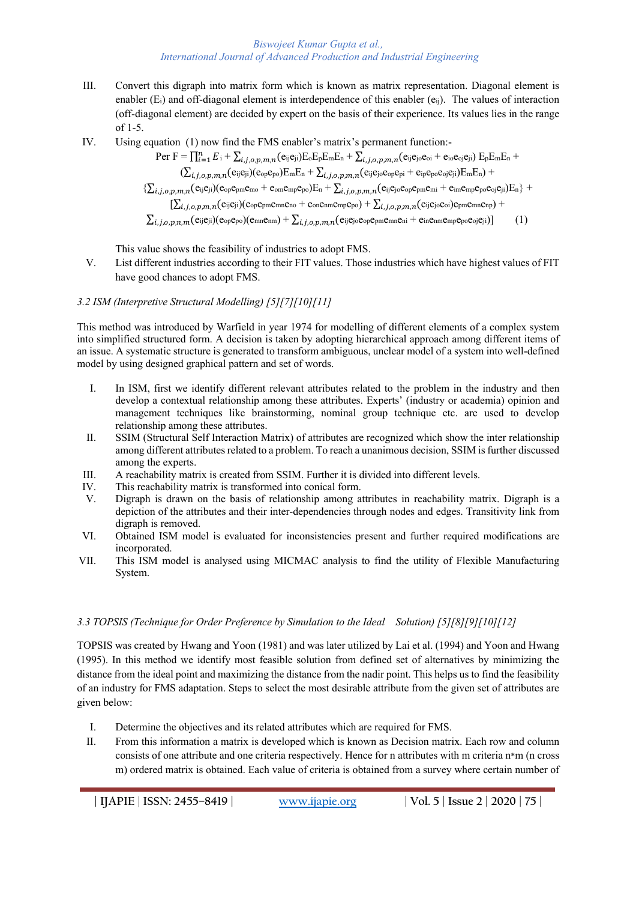III. Convert this digraph into matrix form which is known as matrix representation. Diagonal element is enabler ($E_i$) and off-diagonal element is interdependence of this enabler ($e_{ij}$). The values of interaction (off-diagonal element) are decided by expert on the basis of their experience. Its values lies in the range of 1-5.

IV. Using equation (1) now find the FMS enabler's matrix's permanent function:-

$$
\begin{aligned}
\text{Per F} = & \prod_{i=1}^{n} E_i + \sum_{i,j,o,p,m,n}(e_{ij}e_{ji})E_oE_pE_mE_n + \sum_{i,j,o,p,m,n}(e_{ij}e_{jo}e_{oi} + e_{io}e_{oj}e_{ji})\,E_pE_mE_n + \\
& \left(\sum_{i,j,o,p,m,n}(e_{ij}e_{ji})(e_{op}e_{po})E_mE_n + \sum_{i,j,o,p,m,n}(e_{ij}e_{jo}e_{op}e_{pi} + e_{ip}e_{po}e_{oj}e_{ji})E_mE_n\right) + \\
& \left\{\sum_{i,j,o,p,m,n}(e_{ij}e_{ji})(e_{op}e_{pm}e_{mo} + e_{om}e_{mp}e_{po})E_n + \sum_{i,j,o,p,m,n}(e_{ij}e_{jo}e_{op}e_{pm}e_{mi} + e_{im}e_{mp}e_{po}e_{oj}e_{ji})E_n\right\} + \\
& \left[\sum_{i,j,o,p,m,n}(e_{ij}e_{ji})(e_{op}e_{pm}e_{mn}e_{no} + e_{on}e_{nm}e_{mp}e_{po}) + \sum_{i,j,o,p,m,n}(e_{ij}e_{jo}e_{oi})e_{pm}e_{mn}e_{np}) + \right. \\
& \left. \sum_{i,j,o,p,n,m}(e_{ij}e_{ji})(e_{op}e_{po})(e_{mn}e_{nm}) + \sum_{i,j,o,p,m,n}(e_{ij}e_{jo}e_{op}e_{pm}e_{mn}e_{ni} + e_{in}e_{nm}e_{mp}e_{po}e_{oj}e_{ji})\right] \qquad (1)
\end{aligned}
$$

This value shows the feasibility of industries to adopt FMS.

V. List different industries according to their FIT values. Those industries which have highest values of FIT have good chances to adopt FMS.

### *3.2 ISM (Interpretive Structural Modelling) [5][7][10][11]*

This method was introduced by Warfield in year 1974 for modelling of different elements of a complex system into simplified structured form. A decision is taken by adopting hierarchical approach among different items of an issue. A systematic structure is generated to transform ambiguous, unclear model of a system into well-defined model by using designed graphical pattern and set of words.

I. In ISM, first we identify different relevant attributes related to the problem in the industry and then develop a contextual relationship among these attributes. Experts' (industry or academia) opinion and management techniques like brainstorming, nominal group technique etc. are used to develop relationship among these attributes.

II. SSIM (Structural Self Interaction Matrix) of attributes are recognized which show the inter relationship among different attributes related to a problem. To reach a unanimous decision, SSIM is further discussed among the experts.

III. A reachability matrix is created from SSIM. Further it is divided into different levels.

IV. This reachability matrix is transformed into conical form.

V. Digraph is drawn on the basis of relationship among attributes in reachability matrix. Digraph is a depiction of the attributes and their inter-dependencies through nodes and edges. Transitivity link from digraph is removed.

VI. Obtained ISM model is evaluated for inconsistencies present and further required modifications are incorporated.

VII. This ISM model is analysed using MICMAC analysis to find the utility of Flexible Manufacturing System.

### *3.3 TOPSIS (Technique for Order Preference by Simulation to the Ideal Solution) [5][8][9][10][12]*

TOPSIS was created by Hwang and Yoon (1981) and was later utilized by Lai et al. (1994) and Yoon and Hwang (1995). In this method we identify most feasible solution from defined set of alternatives by minimizing the distance from the ideal point and maximizing the distance from the nadir point. This helps us to find the feasibility of an industry for FMS adaptation. Steps to select the most desirable attribute from the given set of attributes are given below:

I. Determine the objectives and its related attributes which are required for FMS.

II. From this information a matrix is developed which is known as Decision matrix. Each row and column consists of one attribute and one criteria respectively. Hence for n attributes with m criteria n*m (n cross m) ordered matrix is obtained. Each value of criteria is obtained from a survey where certain number of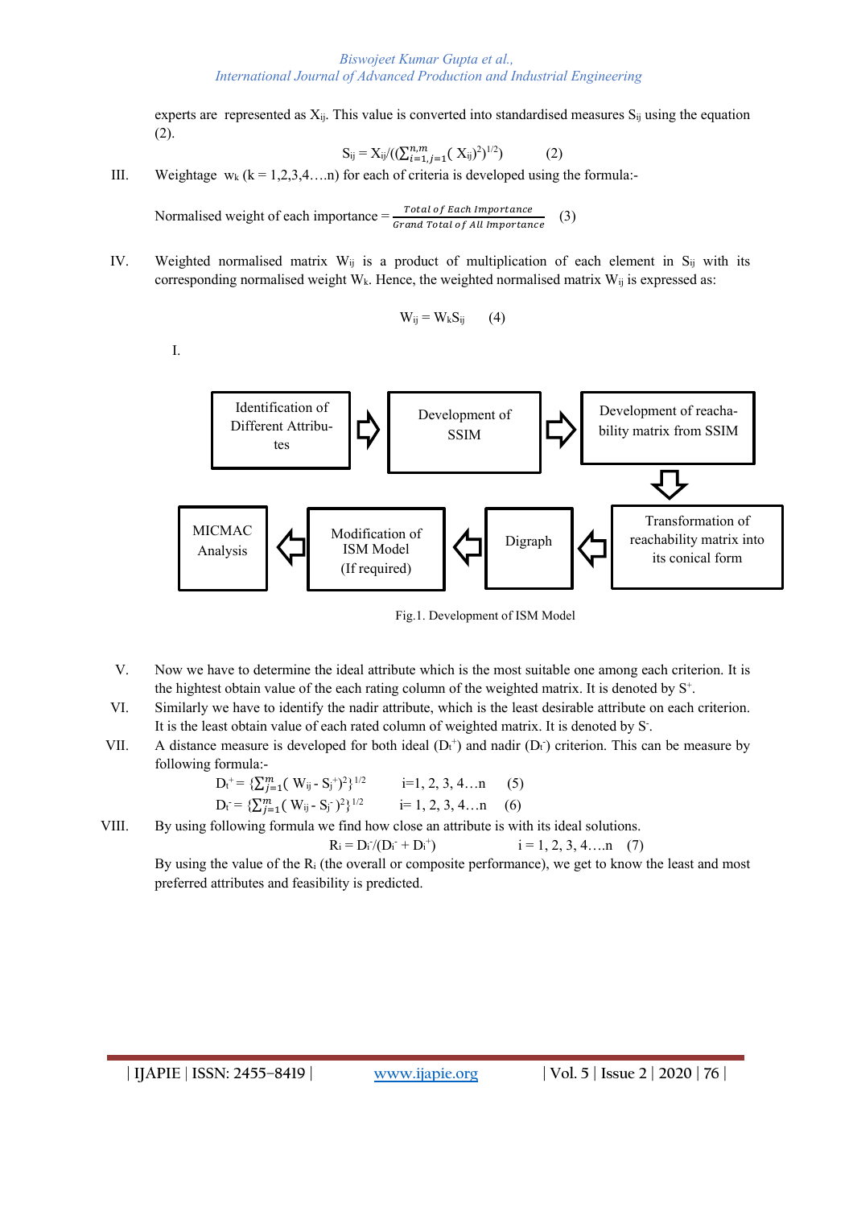experts are represented as $X_{ij}$. This value is converted into standardised measures $S_{ij}$ using the equation (2).

$$S_{ij} = X_{ij}/((\sum_{i=1,j=1}^{n,m}(X_{ij})^2)^{1/2}) \qquad (2)$$

III. Weightage $w_k$ (k = 1,2,3,4….n) for each of criteria is developed using the formula:-

$$\text{Normalised weight of each importance} = \frac{\text{Total of Each Importance}}{\text{Grand Total of All Importance}} \qquad (3)$$

IV. Weighted normalised matrix $W_{ij}$ is a product of multiplication of each element in $S_{ij}$ with its corresponding normalised weight $W_k$. Hence, the weighted normalised matrix $W_{ij}$ is expressed as:

$$W_{ij} = W_k S_{ij} \qquad (4)$$

I.

Identification of Different Attributes → Development of SSIM → Development of reachability matrix from SSIM → Transformation of reachability matrix into its conical form → Digraph → Modification of ISM Model (If required) → MICMAC Analysis

Fig.1. Development of ISM Model

V. Now we have to determine the ideal attribute which is the most suitable one among each criterion. It is the hightest obtain value of the each rating column of the weighted matrix. It is denoted by $S^+$.

VI. Similarly we have to identify the nadir attribute, which is the least desirable attribute on each criterion. It is the least obtain value of each rated column of weighted matrix. It is denoted by $S^-$.

VII. A distance measure is developed for both ideal ($D_i^+$) and nadir ($D_i^-$) criterion. This can be measure by following formula:-

$$D_i^+ = \{\sum_{j=1}^{m}(W_{ij} - S_j^+)^2\}^{1/2} \qquad i=1, 2, 3, 4…n \qquad (5)$$

$$D_i^- = \{\sum_{j=1}^{m}(W_{ij} - S_j^-)^2\}^{1/2} \qquad i= 1, 2, 3, 4…n \qquad (6)$$

VIII. By using following formula we find how close an attribute is with its ideal solutions.

$$R_i = D_i^-/(D_i^- + D_i^+) \qquad i = 1, 2, 3, 4….n \qquad (7)$$

By using the value of the $R_i$ (the overall or composite performance), we get to know the least and most preferred attributes and feasibility is predicted.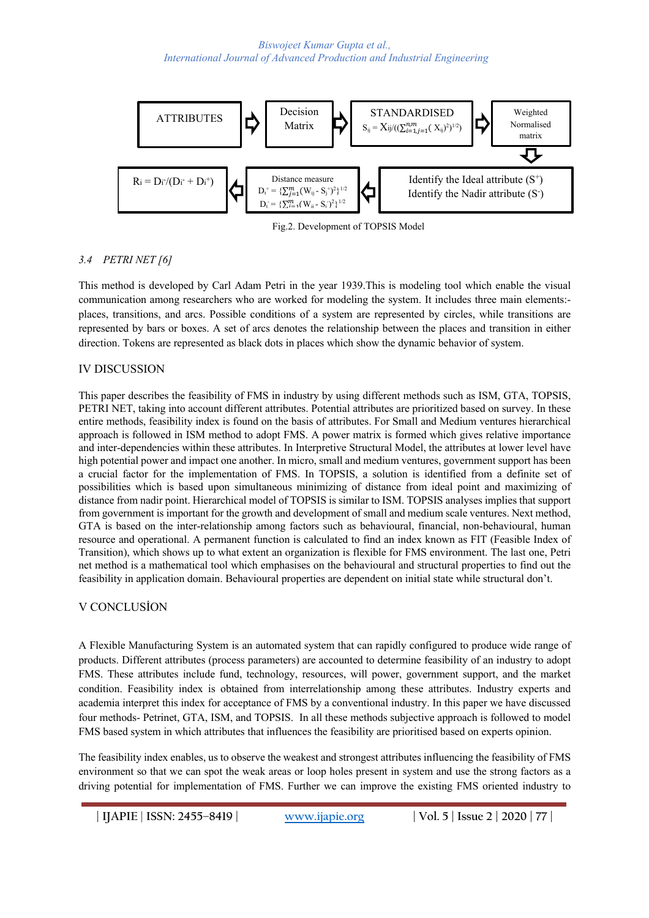ATTRIBUTES ⇨ Decision Matrix ⇨ STANDARDISED $S_{ij} = X_{ij}/((\sum_{i=1,j=1}^{n,m}(X_{ij})^2)^{1/2})$ ⇨ Weighted Normalised matrix ⇩

Identify the Ideal attribute ($S^+$) Identify the Nadir attribute ($S^-$) ⇨ Distance measure $D_i^+ = \{\sum_{j=1}^{m}(W_{ij} - S_j^+)^2\}^{1/2}$ $D_i^- = \{\sum_{i=1}^{m}(W_{ii} - S_i^-)^2\}^{1/2}$ ⇨ $R_i = D_i^-/(D_i^- + D_i^+)$

Fig.2. Development of TOPSIS Model

### *3.4 PETRI NET [6]*

This method is developed by Carl Adam Petri in the year 1939.This is modeling tool which enable the visual communication among researchers who are worked for modeling the system. It includes three main elements:- places, transitions, and arcs. Possible conditions of a system are represented by circles, while transitions are represented by bars or boxes. A set of arcs denotes the relationship between the places and transition in either direction. Tokens are represented as black dots in places which show the dynamic behavior of system.

## IV DISCUSSION

This paper describes the feasibility of FMS in industry by using different methods such as ISM, GTA, TOPSIS, PETRI NET, taking into account different attributes. Potential attributes are prioritized based on survey. In these entire methods, feasibility index is found on the basis of attributes. For Small and Medium ventures hierarchical approach is followed in ISM method to adopt FMS. A power matrix is formed which gives relative importance and inter-dependencies within these attributes. In Interpretive Structural Model, the attributes at lower level have high potential power and impact one another. In micro, small and medium ventures, government support has been a crucial factor for the implementation of FMS. In TOPSIS, a solution is identified from a definite set of possibilities which is based upon simultaneous minimizing of distance from ideal point and maximizing of distance from nadir point. Hierarchical model of TOPSIS is similar to ISM. TOPSIS analyses implies that support from government is important for the growth and development of small and medium scale ventures. Next method, GTA is based on the inter-relationship among factors such as behavioural, financial, non-behavioural, human resource and operational. A permanent function is calculated to find an index known as FIT (Feasible Index of Transition), which shows up to what extent an organization is flexible for FMS environment. The last one, Petri net method is a mathematical tool which emphasises on the behavioural and structural properties to find out the feasibility in application domain. Behavioural properties are dependent on initial state while structural don't.

## V CONCLUSİON

A Flexible Manufacturing System is an automated system that can rapidly configured to produce wide range of products. Different attributes (process parameters) are accounted to determine feasibility of an industry to adopt FMS. These attributes include fund, technology, resources, will power, government support, and the market condition. Feasibility index is obtained from interrelationship among these attributes. Industry experts and academia interpret this index for acceptance of FMS by a conventional industry. In this paper we have discussed four methods- Petrinet, GTA, ISM, and TOPSIS. In all these methods subjective approach is followed to model FMS based system in which attributes that influences the feasibility are prioritised based on experts opinion.

The feasibility index enables, us to observe the weakest and strongest attributes influencing the feasibility of FMS environment so that we can spot the weak areas or loop holes present in system and use the strong factors as a driving potential for implementation of FMS. Further we can improve the existing FMS oriented industry to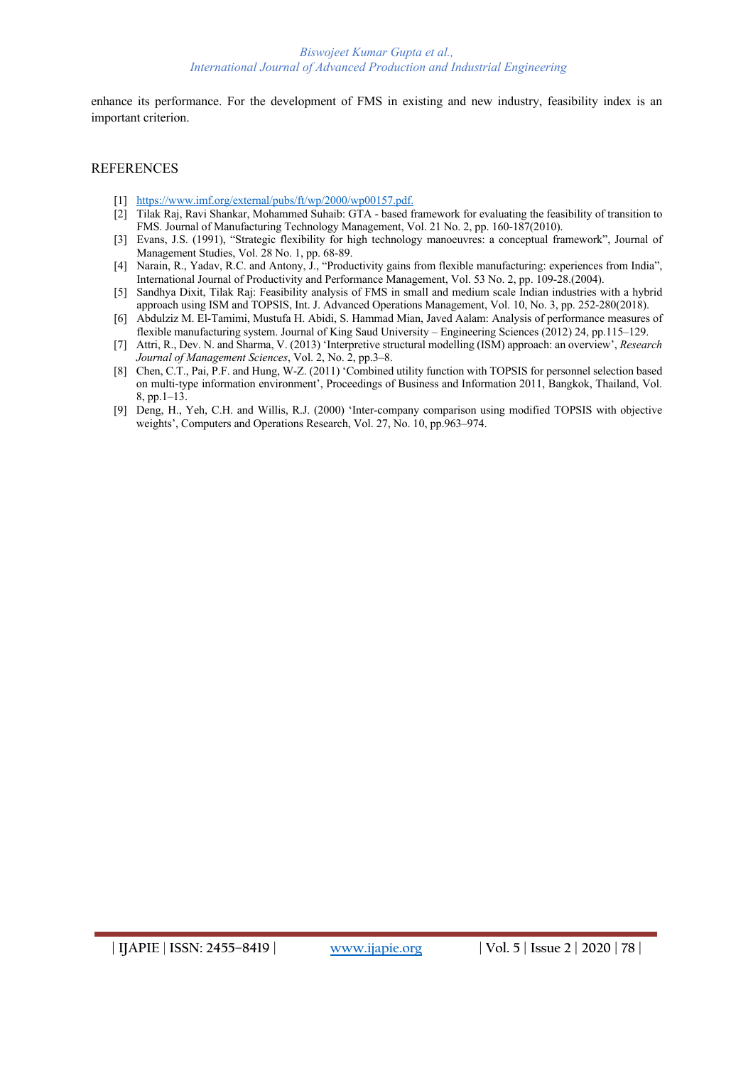enhance its performance. For the development of FMS in existing and new industry, feasibility index is an important criterion.

## REFERENCES

[1] https://www.imf.org/external/pubs/ft/wp/2000/wp00157.pdf.

[2] Tilak Raj, Ravi Shankar, Mohammed Suhaib: GTA - based framework for evaluating the feasibility of transition to FMS. Journal of Manufacturing Technology Management, Vol. 21 No. 2, pp. 160-187(2010).

[3] Evans, J.S. (1991), "Strategic flexibility for high technology manoeuvres: a conceptual framework", Journal of Management Studies, Vol. 28 No. 1, pp. 68-89.

[4] Narain, R., Yadav, R.C. and Antony, J., "Productivity gains from flexible manufacturing: experiences from India", International Journal of Productivity and Performance Management, Vol. 53 No. 2, pp. 109-28.(2004).

[5] Sandhya Dixit, Tilak Raj: Feasibility analysis of FMS in small and medium scale Indian industries with a hybrid approach using ISM and TOPSIS, Int. J. Advanced Operations Management, Vol. 10, No. 3, pp. 252-280(2018).

[6] Abdulziz M. El-Tamimi, Mustufa H. Abidi, S. Hammad Mian, Javed Aalam: Analysis of performance measures of flexible manufacturing system. Journal of King Saud University – Engineering Sciences (2012) 24, pp.115–129.

[7] Attri, R., Dev. N. and Sharma, V. (2013) 'Interpretive structural modelling (ISM) approach: an overview', *Research Journal of Management Sciences*, Vol. 2, No. 2, pp.3–8.

[8] Chen, C.T., Pai, P.F. and Hung, W-Z. (2011) 'Combined utility function with TOPSIS for personnel selection based on multi-type information environment', Proceedings of Business and Information 2011, Bangkok, Thailand, Vol. 8, pp.1–13.

[9] Deng, H., Yeh, C.H. and Willis, R.J. (2000) 'Inter-company comparison using modified TOPSIS with objective weights', Computers and Operations Research, Vol. 27, No. 10, pp.963–974.